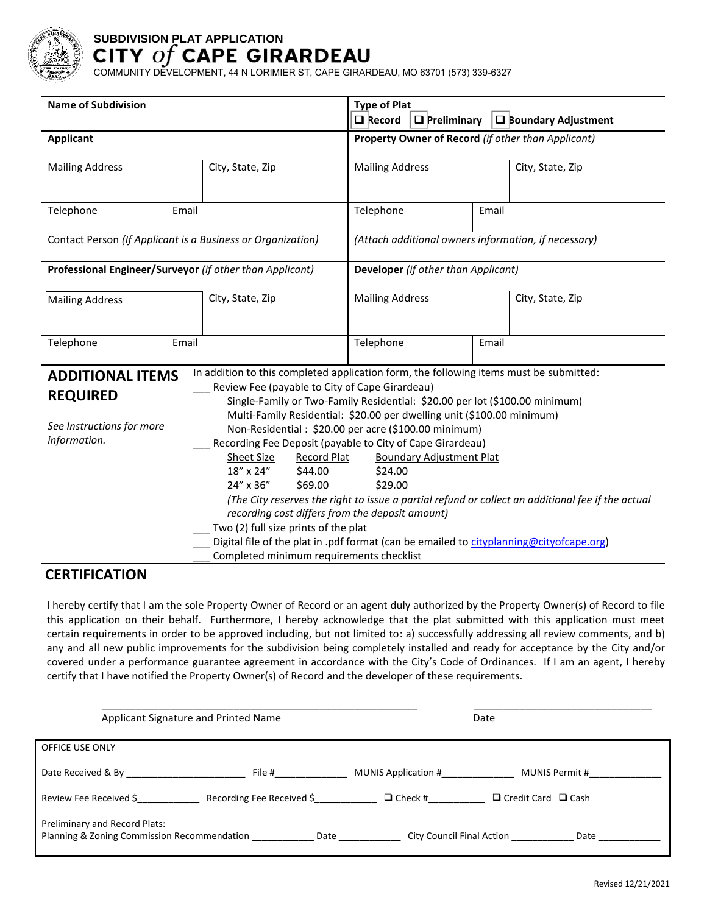# SUBDIVISION PLAT APPLICATION

# CITY *of* CAPE GIRARDEAU

COMMUNITY DEVELOPMENT, 44 N LORIMIER ST, CAPE GIRARDEAU, MO 63701 (573) 339-6327

| **Name of Subdivision** | | | **Type of Plat** ❑ Record ❑ Preliminary ❑ Boundary Adjustment | | |
|---|---|---|---|---|---|
| **Applicant** | | | **Property Owner of Record** *(if other than Applicant)* | | |
| Mailing Address | City, State, Zip | | Mailing Address | City, State, Zip | |
| Telephone | Email | | Telephone | Email | |
| Contact Person *(If Applicant is a Business or Organization)* | | | *(Attach additional owners information, if necessary)* | | |
| **Professional Engineer/Surveyor** *(if other than Applicant)* | | | **Developer** *(if other than Applicant)* | | |
| Mailing Address | City, State, Zip | | Mailing Address | City, State, Zip | |
| Telephone | Email | | Telephone | Email | |

## ADDITIONAL ITEMS REQUIRED

*See Instructions for more information.*

In addition to this completed application form, the following items must be submitted:

___ Review Fee (payable to City of Cape Girardeau)

Single-Family or Two-Family Residential: $20.00 per lot ($100.00 minimum)
Multi-Family Residential: $20.00 per dwelling unit ($100.00 minimum)
Non-Residential : $20.00 per acre ($100.00 minimum)

___ Recording Fee Deposit (payable to City of Cape Girardeau)

| Sheet Size | Record Plat | Boundary Adjustment Plat |
|---|---|---|
| 18" x 24" | $44.00 | $24.00 |
| 24" x 36" | $69.00 | $29.00 |

*(The City reserves the right to issue a partial refund or collect an additional fee if the actual recording cost differs from the deposit amount)*

___ Two (2) full size prints of the plat

___ Digital file of the plat in .pdf format (can be emailed to cityplanning@cityofcape.org)

___ Completed minimum requirements checklist

## CERTIFICATION

I hereby certify that I am the sole Property Owner of Record or an agent duly authorized by the Property Owner(s) of Record to file this application on their behalf. Furthermore, I hereby acknowledge that the plat submitted with this application must meet certain requirements in order to be approved including, but not limited to: a) successfully addressing all review comments, and b) any and all new public improvements for the subdivision being completely installed and ready for acceptance by the City and/or covered under a performance guarantee agreement in accordance with the City's Code of Ordinances. If I am an agent, I hereby certify that I have notified the Property Owner(s) of Record and the developer of these requirements.

________________________________________ ________________________

Applicant Signature and Printed Name Date

OFFICE USE ONLY

Date Received & By ____________________ File #____________ MUNIS Application #____________ MUNIS Permit #____________

Review Fee Received $__________ Recording Fee Received $__________ ❑ Check #_________ ❑ Credit Card ❑ Cash

Preliminary and Record Plats:
Planning & Zoning Commission Recommendation __________ Date __________ City Council Final Action __________ Date __________

Revised 12/21/2021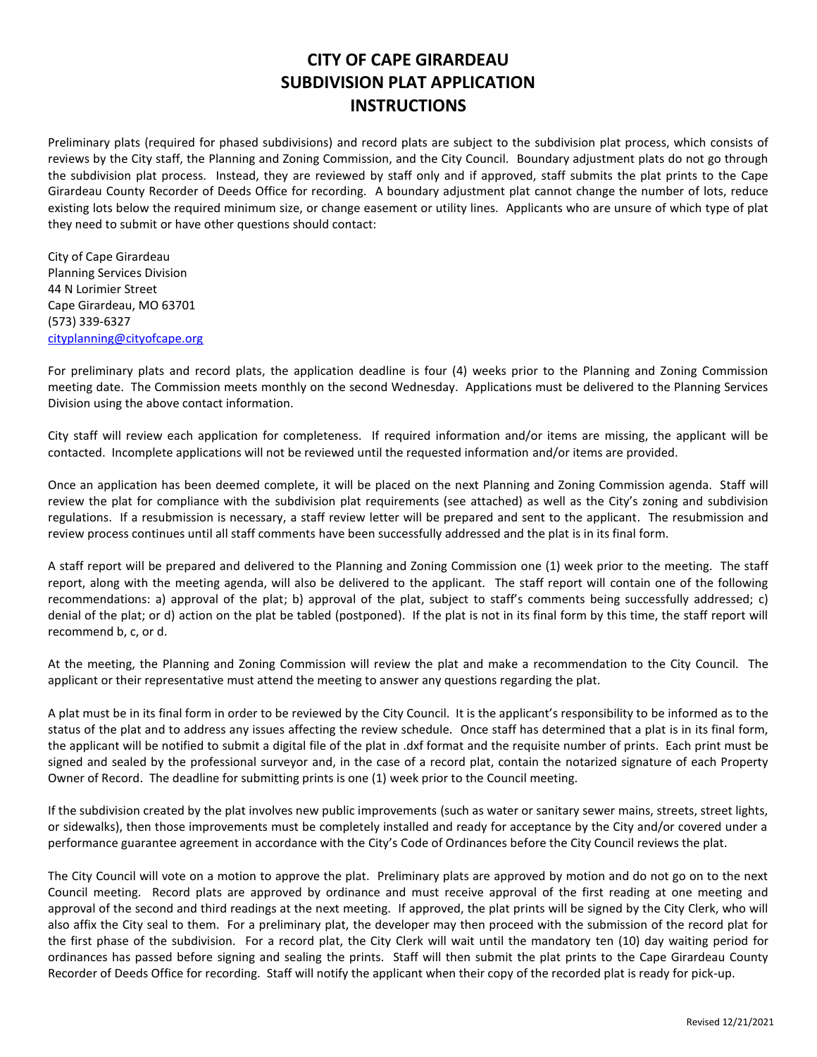# CITY OF CAPE GIRARDEAU
# SUBDIVISION PLAT APPLICATION
# INSTRUCTIONS

Preliminary plats (required for phased subdivisions) and record plats are subject to the subdivision plat process, which consists of reviews by the City staff, the Planning and Zoning Commission, and the City Council. Boundary adjustment plats do not go through the subdivision plat process. Instead, they are reviewed by staff only and if approved, staff submits the plat prints to the Cape Girardeau County Recorder of Deeds Office for recording. A boundary adjustment plat cannot change the number of lots, reduce existing lots below the required minimum size, or change easement or utility lines. Applicants who are unsure of which type of plat they need to submit or have other questions should contact:

City of Cape Girardeau
Planning Services Division
44 N Lorimier Street
Cape Girardeau, MO 63701
(573) 339-6327
cityplanning@cityofcape.org

For preliminary plats and record plats, the application deadline is four (4) weeks prior to the Planning and Zoning Commission meeting date. The Commission meets monthly on the second Wednesday. Applications must be delivered to the Planning Services Division using the above contact information.

City staff will review each application for completeness. If required information and/or items are missing, the applicant will be contacted. Incomplete applications will not be reviewed until the requested information and/or items are provided.

Once an application has been deemed complete, it will be placed on the next Planning and Zoning Commission agenda. Staff will review the plat for compliance with the subdivision plat requirements (see attached) as well as the City's zoning and subdivision regulations. If a resubmission is necessary, a staff review letter will be prepared and sent to the applicant. The resubmission and review process continues until all staff comments have been successfully addressed and the plat is in its final form.

A staff report will be prepared and delivered to the Planning and Zoning Commission one (1) week prior to the meeting. The staff report, along with the meeting agenda, will also be delivered to the applicant. The staff report will contain one of the following recommendations: a) approval of the plat; b) approval of the plat, subject to staff's comments being successfully addressed; c) denial of the plat; or d) action on the plat be tabled (postponed). If the plat is not in its final form by this time, the staff report will recommend b, c, or d.

At the meeting, the Planning and Zoning Commission will review the plat and make a recommendation to the City Council. The applicant or their representative must attend the meeting to answer any questions regarding the plat.

A plat must be in its final form in order to be reviewed by the City Council. It is the applicant's responsibility to be informed as to the status of the plat and to address any issues affecting the review schedule. Once staff has determined that a plat is in its final form, the applicant will be notified to submit a digital file of the plat in .dxf format and the requisite number of prints. Each print must be signed and sealed by the professional surveyor and, in the case of a record plat, contain the notarized signature of each Property Owner of Record. The deadline for submitting prints is one (1) week prior to the Council meeting.

If the subdivision created by the plat involves new public improvements (such as water or sanitary sewer mains, streets, street lights, or sidewalks), then those improvements must be completely installed and ready for acceptance by the City and/or covered under a performance guarantee agreement in accordance with the City's Code of Ordinances before the City Council reviews the plat.

The City Council will vote on a motion to approve the plat. Preliminary plats are approved by motion and do not go on to the next Council meeting. Record plats are approved by ordinance and must receive approval of the first reading at one meeting and approval of the second and third readings at the next meeting. If approved, the plat prints will be signed by the City Clerk, who will also affix the City seal to them. For a preliminary plat, the developer may then proceed with the submission of the record plat for the first phase of the subdivision. For a record plat, the City Clerk will wait until the mandatory ten (10) day waiting period for ordinances has passed before signing and sealing the prints. Staff will then submit the plat prints to the Cape Girardeau County Recorder of Deeds Office for recording. Staff will notify the applicant when their copy of the recorded plat is ready for pick-up.

Revised 12/21/2021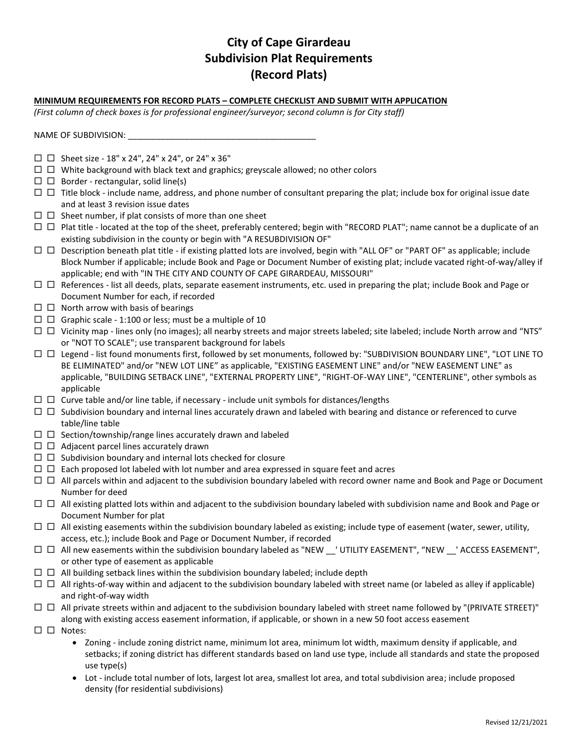# City of Cape Girardeau
# Subdivision Plat Requirements
# (Record Plats)

**MINIMUM REQUIREMENTS FOR RECORD PLATS – COMPLETE CHECKLIST AND SUBMIT WITH APPLICATION**

*(First column of check boxes is for professional engineer/surveyor; second column is for City staff)*

NAME OF SUBDIVISION: ________________________________________

☐ ☐ Sheet size - 18" x 24", 24" x 24", or 24" x 36"

☐ ☐ White background with black text and graphics; greyscale allowed; no other colors

☐ ☐ Border - rectangular, solid line(s)

☐ ☐ Title block - include name, address, and phone number of consultant preparing the plat; include box for original issue date and at least 3 revision issue dates

☐ ☐ Sheet number, if plat consists of more than one sheet

☐ ☐ Plat title - located at the top of the sheet, preferably centered; begin with "RECORD PLAT"; name cannot be a duplicate of an existing subdivision in the county or begin with "A RESUBDIVISION OF"

☐ ☐ Description beneath plat title - if existing platted lots are involved, begin with "ALL OF" or "PART OF" as applicable; include Block Number if applicable; include Book and Page or Document Number of existing plat; include vacated right-of-way/alley if applicable; end with "IN THE CITY AND COUNTY OF CAPE GIRARDEAU, MISSOURI"

☐ ☐ References - list all deeds, plats, separate easement instruments, etc. used in preparing the plat; include Book and Page or Document Number for each, if recorded

☐ ☐ North arrow with basis of bearings

☐ ☐ Graphic scale - 1:100 or less; must be a multiple of 10

☐ ☐ Vicinity map - lines only (no images); all nearby streets and major streets labeled; site labeled; include North arrow and "NTS" or "NOT TO SCALE"; use transparent background for labels

☐ ☐ Legend - list found monuments first, followed by set monuments, followed by: "SUBDIVISION BOUNDARY LINE", "LOT LINE TO BE ELIMINATED" and/or "NEW LOT LINE" as applicable, "EXISTING EASEMENT LINE" and/or "NEW EASEMENT LINE" as applicable, "BUILDING SETBACK LINE", "EXTERNAL PROPERTY LINE", "RIGHT-OF-WAY LINE", "CENTERLINE", other symbols as applicable

☐ ☐ Curve table and/or line table, if necessary - include unit symbols for distances/lengths

☐ ☐ Subdivision boundary and internal lines accurately drawn and labeled with bearing and distance or referenced to curve table/line table

☐ ☐ Section/township/range lines accurately drawn and labeled

☐ ☐ Adjacent parcel lines accurately drawn

☐ ☐ Subdivision boundary and internal lots checked for closure

☐ ☐ Each proposed lot labeled with lot number and area expressed in square feet and acres

☐ ☐ All parcels within and adjacent to the subdivision boundary labeled with record owner name and Book and Page or Document Number for deed

☐ ☐ All existing platted lots within and adjacent to the subdivision boundary labeled with subdivision name and Book and Page or Document Number for plat

☐ ☐ All existing easements within the subdivision boundary labeled as existing; include type of easement (water, sewer, utility, access, etc.); include Book and Page or Document Number, if recorded

☐ ☐ All new easements within the subdivision boundary labeled as "NEW __' UTILITY EASEMENT", "NEW __' ACCESS EASEMENT", or other type of easement as applicable

☐ ☐ All building setback lines within the subdivision boundary labeled; include depth

☐ ☐ All rights-of-way within and adjacent to the subdivision boundary labeled with street name (or labeled as alley if applicable) and right-of-way width

☐ ☐ All private streets within and adjacent to the subdivision boundary labeled with street name followed by "(PRIVATE STREET)" along with existing access easement information, if applicable, or shown in a new 50 foot access easement

☐ ☐ Notes:

- Zoning - include zoning district name, minimum lot area, minimum lot width, maximum density if applicable, and setbacks; if zoning district has different standards based on land use type, include all standards and state the proposed use type(s)
- Lot - include total number of lots, largest lot area, smallest lot area, and total subdivision area; include proposed density (for residential subdivisions)

Revised 12/21/2021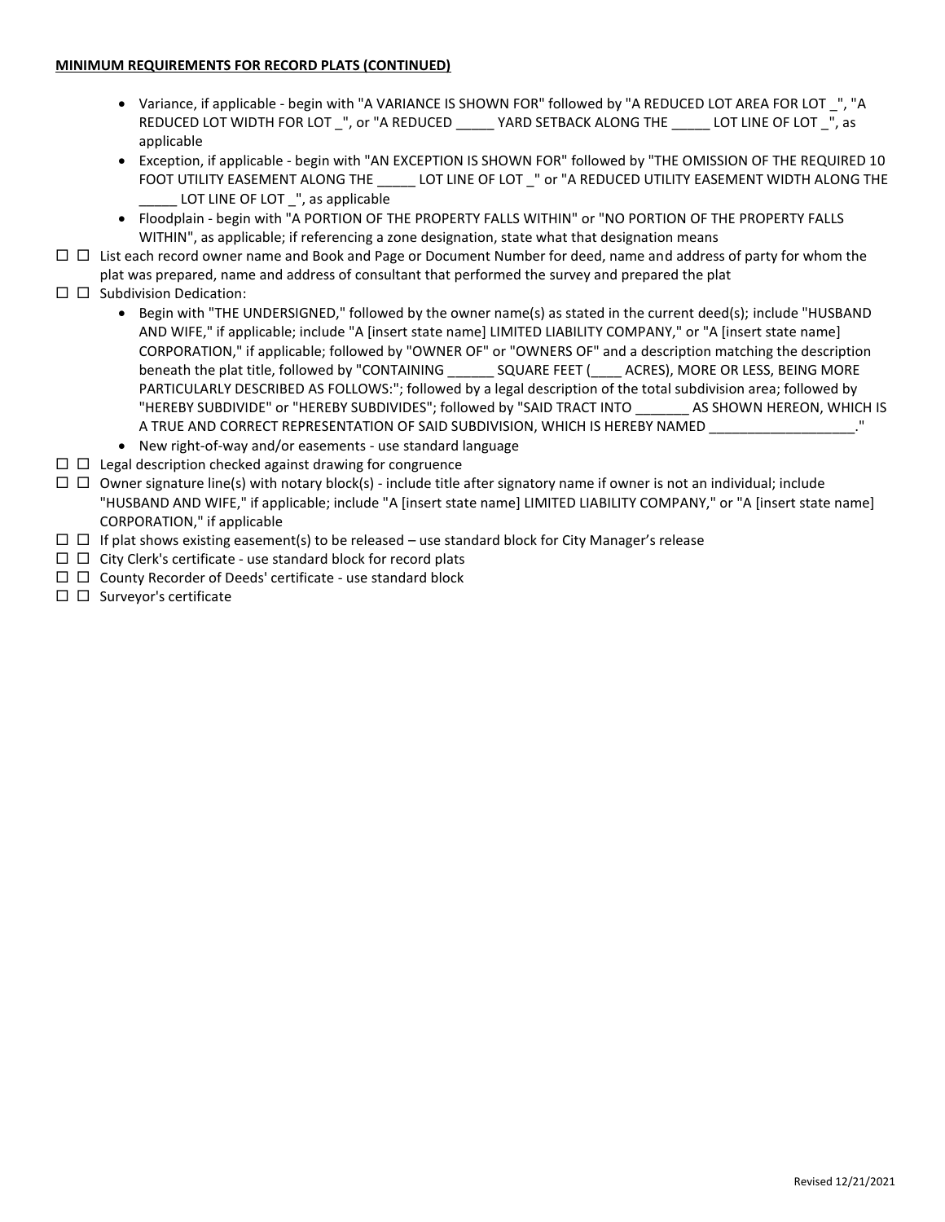**MINIMUM REQUIREMENTS FOR RECORD PLATS (CONTINUED)**

- Variance, if applicable - begin with "A VARIANCE IS SHOWN FOR" followed by "A REDUCED LOT AREA FOR LOT _", "A REDUCED LOT WIDTH FOR LOT _", or "A REDUCED _____ YARD SETBACK ALONG THE _____ LOT LINE OF LOT _", as applicable
- Exception, if applicable - begin with "AN EXCEPTION IS SHOWN FOR" followed by "THE OMISSION OF THE REQUIRED 10 FOOT UTILITY EASEMENT ALONG THE _____ LOT LINE OF LOT _" or "A REDUCED UTILITY EASEMENT WIDTH ALONG THE _____ LOT LINE OF LOT _", as applicable
- Floodplain - begin with "A PORTION OF THE PROPERTY FALLS WITHIN" or "NO PORTION OF THE PROPERTY FALLS WITHIN", as applicable; if referencing a zone designation, state what that designation means

☐ ☐ List each record owner name and Book and Page or Document Number for deed, name and address of party for whom the plat was prepared, name and address of consultant that performed the survey and prepared the plat

☐ ☐ Subdivision Dedication:

- Begin with "THE UNDERSIGNED," followed by the owner name(s) as stated in the current deed(s); include "HUSBAND AND WIFE," if applicable; include "A [insert state name] LIMITED LIABILITY COMPANY," or "A [insert state name] CORPORATION," if applicable; followed by "OWNER OF" or "OWNERS OF" and a description matching the description beneath the plat title, followed by "CONTAINING ______ SQUARE FEET (____ ACRES), MORE OR LESS, BEING MORE PARTICULARLY DESCRIBED AS FOLLOWS:"; followed by a legal description of the total subdivision area; followed by "HEREBY SUBDIVIDE" or "HEREBY SUBDIVIDES"; followed by "SAID TRACT INTO _______ AS SHOWN HEREON, WHICH IS A TRUE AND CORRECT REPRESENTATION OF SAID SUBDIVISION, WHICH IS HEREBY NAMED ___________________."
- New right-of-way and/or easements - use standard language

☐ ☐ Legal description checked against drawing for congruence

☐ ☐ Owner signature line(s) with notary block(s) - include title after signatory name if owner is not an individual; include "HUSBAND AND WIFE," if applicable; include "A [insert state name] LIMITED LIABILITY COMPANY," or "A [insert state name] CORPORATION," if applicable

☐ ☐ If plat shows existing easement(s) to be released – use standard block for City Manager's release

☐ ☐ City Clerk's certificate - use standard block for record plats

☐ ☐ County Recorder of Deeds' certificate - use standard block

☐ ☐ Surveyor's certificate

Revised 12/21/2021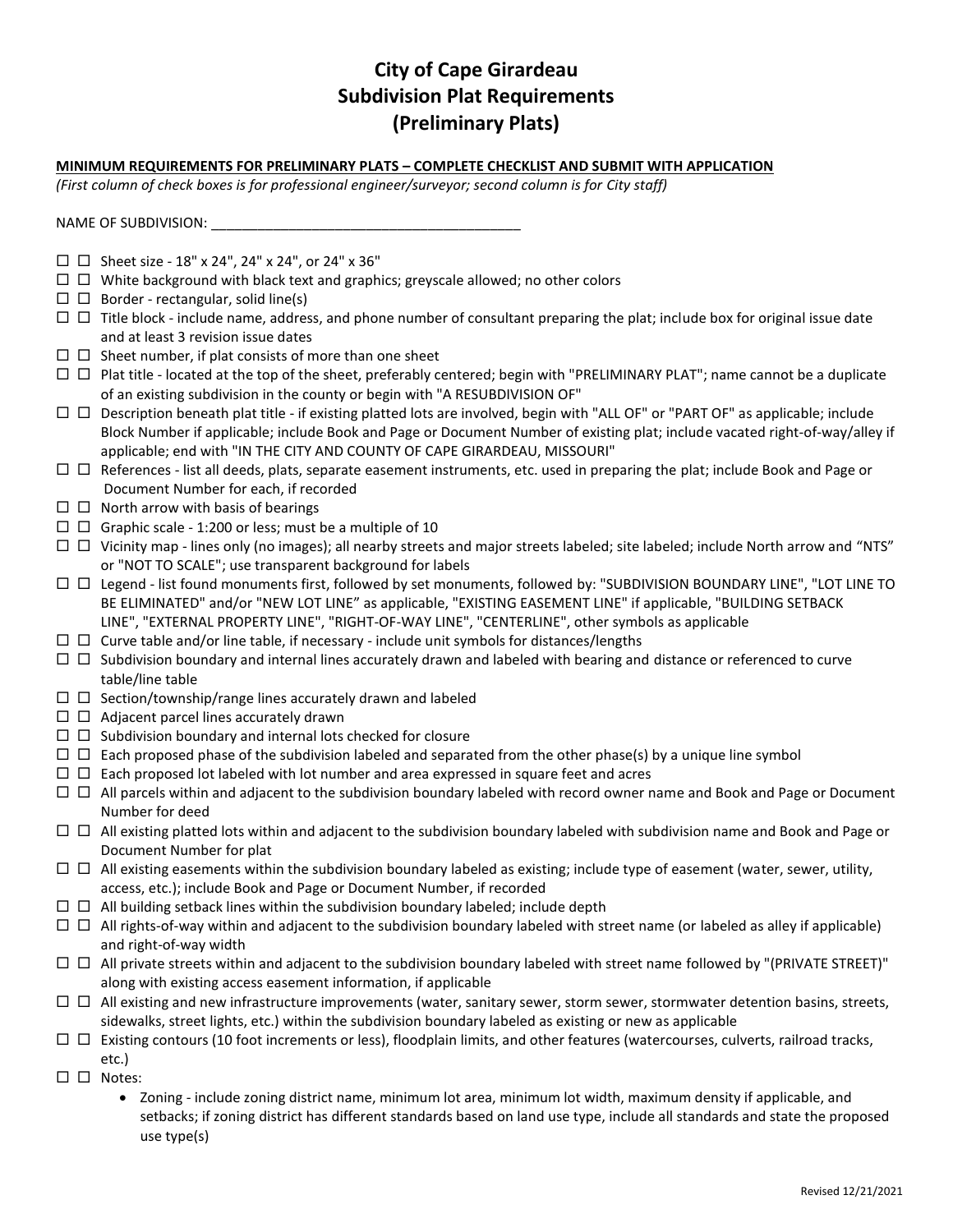# City of Cape Girardeau
# Subdivision Plat Requirements
# (Preliminary Plats)

**MINIMUM REQUIREMENTS FOR PRELIMINARY PLATS – COMPLETE CHECKLIST AND SUBMIT WITH APPLICATION**

*(First column of check boxes is for professional engineer/surveyor; second column is for City staff)*

NAME OF SUBDIVISION: ________________________________________

- ☐ ☐ Sheet size - 18" x 24", 24" x 24", or 24" x 36"
- ☐ ☐ White background with black text and graphics; greyscale allowed; no other colors
- ☐ ☐ Border - rectangular, solid line(s)
- ☐ ☐ Title block - include name, address, and phone number of consultant preparing the plat; include box for original issue date and at least 3 revision issue dates
- ☐ ☐ Sheet number, if plat consists of more than one sheet
- ☐ ☐ Plat title - located at the top of the sheet, preferably centered; begin with "PRELIMINARY PLAT"; name cannot be a duplicate of an existing subdivision in the county or begin with "A RESUBDIVISION OF"
- ☐ ☐ Description beneath plat title - if existing platted lots are involved, begin with "ALL OF" or "PART OF" as applicable; include Block Number if applicable; include Book and Page or Document Number of existing plat; include vacated right-of-way/alley if applicable; end with "IN THE CITY AND COUNTY OF CAPE GIRARDEAU, MISSOURI"
- ☐ ☐ References - list all deeds, plats, separate easement instruments, etc. used in preparing the plat; include Book and Page or Document Number for each, if recorded
- ☐ ☐ North arrow with basis of bearings
- ☐ ☐ Graphic scale - 1:200 or less; must be a multiple of 10
- ☐ ☐ Vicinity map - lines only (no images); all nearby streets and major streets labeled; site labeled; include North arrow and "NTS" or "NOT TO SCALE"; use transparent background for labels
- ☐ ☐ Legend - list found monuments first, followed by set monuments, followed by: "SUBDIVISION BOUNDARY LINE", "LOT LINE TO BE ELIMINATED" and/or "NEW LOT LINE" as applicable, "EXISTING EASEMENT LINE" if applicable, "BUILDING SETBACK LINE", "EXTERNAL PROPERTY LINE", "RIGHT-OF-WAY LINE", "CENTERLINE", other symbols as applicable
- ☐ ☐ Curve table and/or line table, if necessary - include unit symbols for distances/lengths
- ☐ ☐ Subdivision boundary and internal lines accurately drawn and labeled with bearing and distance or referenced to curve table/line table
- ☐ ☐ Section/township/range lines accurately drawn and labeled
- ☐ ☐ Adjacent parcel lines accurately drawn
- ☐ ☐ Subdivision boundary and internal lots checked for closure
- ☐ ☐ Each proposed phase of the subdivision labeled and separated from the other phase(s) by a unique line symbol
- ☐ ☐ Each proposed lot labeled with lot number and area expressed in square feet and acres
- ☐ ☐ All parcels within and adjacent to the subdivision boundary labeled with record owner name and Book and Page or Document Number for deed
- ☐ ☐ All existing platted lots within and adjacent to the subdivision boundary labeled with subdivision name and Book and Page or Document Number for plat
- ☐ ☐ All existing easements within the subdivision boundary labeled as existing; include type of easement (water, sewer, utility, access, etc.); include Book and Page or Document Number, if recorded
- ☐ ☐ All building setback lines within the subdivision boundary labeled; include depth
- ☐ ☐ All rights-of-way within and adjacent to the subdivision boundary labeled with street name (or labeled as alley if applicable) and right-of-way width
- ☐ ☐ All private streets within and adjacent to the subdivision boundary labeled with street name followed by "(PRIVATE STREET)" along with existing access easement information, if applicable
- ☐ ☐ All existing and new infrastructure improvements (water, sanitary sewer, storm sewer, stormwater detention basins, streets, sidewalks, street lights, etc.) within the subdivision boundary labeled as existing or new as applicable
- ☐ ☐ Existing contours (10 foot increments or less), floodplain limits, and other features (watercourses, culverts, railroad tracks, etc.)
- ☐ ☐ Notes:
  - Zoning - include zoning district name, minimum lot area, minimum lot width, maximum density if applicable, and setbacks; if zoning district has different standards based on land use type, include all standards and state the proposed use type(s)

Revised 12/21/2021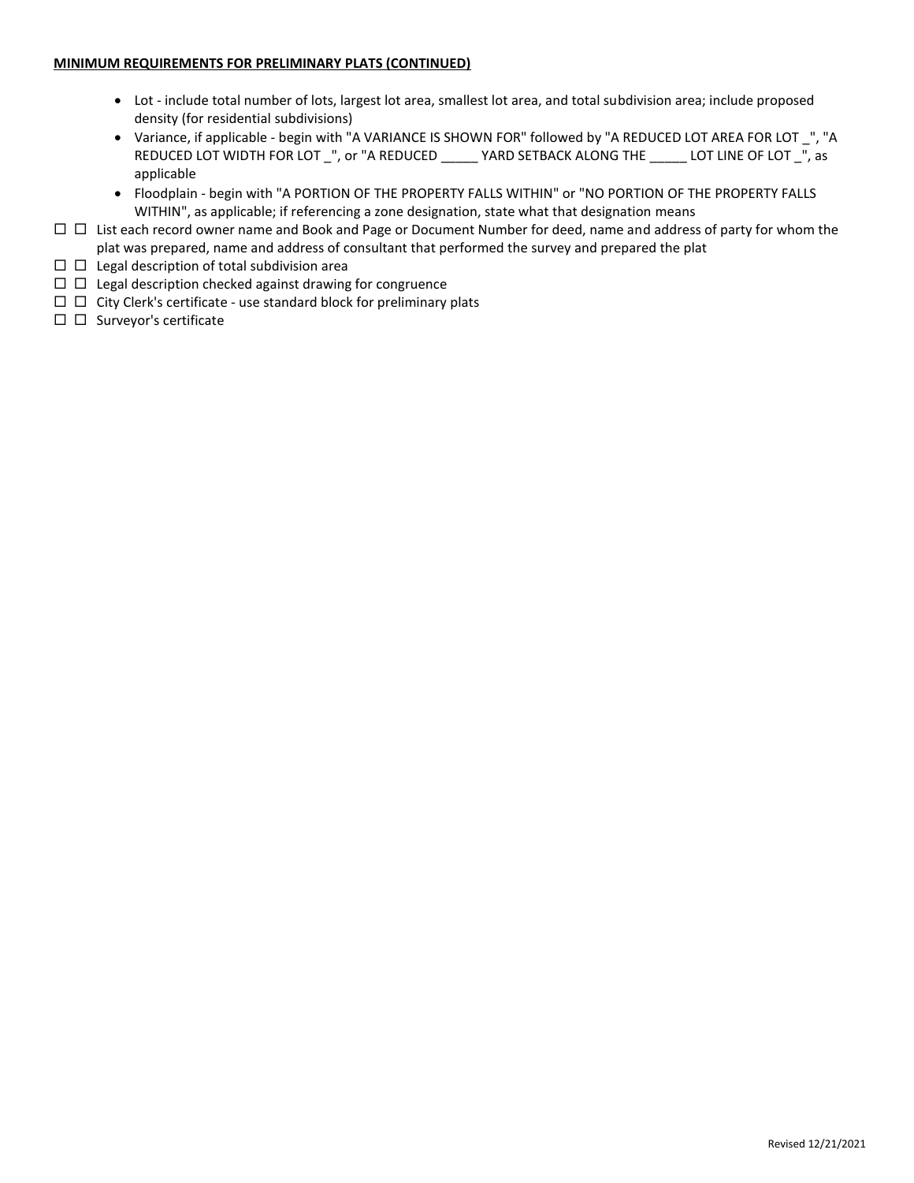**MINIMUM REQUIREMENTS FOR PRELIMINARY PLATS (CONTINUED)**

- Lot - include total number of lots, largest lot area, smallest lot area, and total subdivision area; include proposed density (for residential subdivisions)
- Variance, if applicable - begin with "A VARIANCE IS SHOWN FOR" followed by "A REDUCED LOT AREA FOR LOT _", "A REDUCED LOT WIDTH FOR LOT _", or "A REDUCED _____ YARD SETBACK ALONG THE _____ LOT LINE OF LOT _", as applicable
- Floodplain - begin with "A PORTION OF THE PROPERTY FALLS WITHIN" or "NO PORTION OF THE PROPERTY FALLS WITHIN", as applicable; if referencing a zone designation, state what that designation means

☐ ☐ List each record owner name and Book and Page or Document Number for deed, name and address of party for whom the plat was prepared, name and address of consultant that performed the survey and prepared the plat

☐ ☐ Legal description of total subdivision area

☐ ☐ Legal description checked against drawing for congruence

☐ ☐ City Clerk's certificate - use standard block for preliminary plats

☐ ☐ Surveyor's certificate

Revised 12/21/2021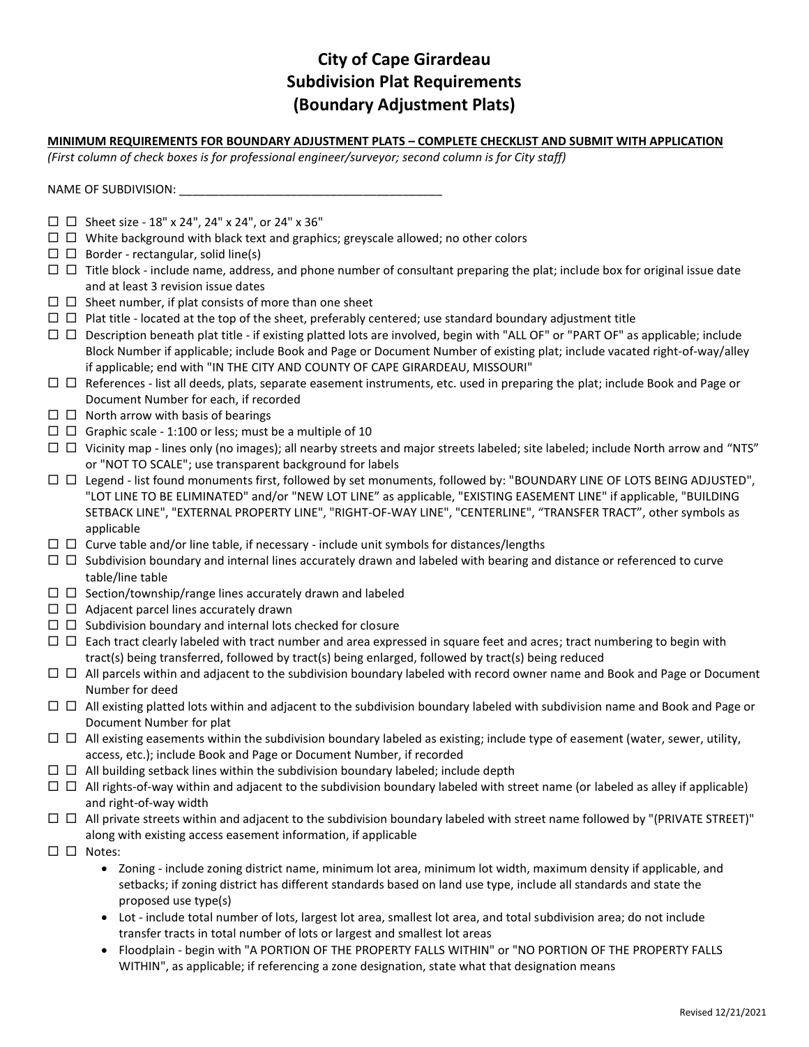# City of Cape Girardeau
# Subdivision Plat Requirements
# (Boundary Adjustment Plats)

**MINIMUM REQUIREMENTS FOR BOUNDARY ADJUSTMENT PLATS – COMPLETE CHECKLIST AND SUBMIT WITH APPLICATION**

*(First column of check boxes is for professional engineer/surveyor; second column is for City staff)*

NAME OF SUBDIVISION: ________________________________________

- ☐ ☐ Sheet size - 18" x 24", 24" x 24", or 24" x 36"
- ☐ ☐ White background with black text and graphics; greyscale allowed; no other colors
- ☐ ☐ Border - rectangular, solid line(s)
- ☐ ☐ Title block - include name, address, and phone number of consultant preparing the plat; include box for original issue date and at least 3 revision issue dates
- ☐ ☐ Sheet number, if plat consists of more than one sheet
- ☐ ☐ Plat title - located at the top of the sheet, preferably centered; use standard boundary adjustment title
- ☐ ☐ Description beneath plat title - if existing platted lots are involved, begin with "ALL OF" or "PART OF" as applicable; include Block Number if applicable; include Book and Page or Document Number of existing plat; include vacated right-of-way/alley if applicable; end with "IN THE CITY AND COUNTY OF CAPE GIRARDEAU, MISSOURI"
- ☐ ☐ References - list all deeds, plats, separate easement instruments, etc. used in preparing the plat; include Book and Page or Document Number for each, if recorded
- ☐ ☐ North arrow with basis of bearings
- ☐ ☐ Graphic scale - 1:100 or less; must be a multiple of 10
- ☐ ☐ Vicinity map - lines only (no images); all nearby streets and major streets labeled; site labeled; include North arrow and "NTS" or "NOT TO SCALE"; use transparent background for labels
- ☐ ☐ Legend - list found monuments first, followed by set monuments, followed by: "BOUNDARY LINE OF LOTS BEING ADJUSTED", "LOT LINE TO BE ELIMINATED" and/or "NEW LOT LINE" as applicable, "EXISTING EASEMENT LINE" if applicable, "BUILDING SETBACK LINE", "EXTERNAL PROPERTY LINE", "RIGHT-OF-WAY LINE", "CENTERLINE", "TRANSFER TRACT", other symbols as applicable
- ☐ ☐ Curve table and/or line table, if necessary - include unit symbols for distances/lengths
- ☐ ☐ Subdivision boundary and internal lines accurately drawn and labeled with bearing and distance or referenced to curve table/line table
- ☐ ☐ Section/township/range lines accurately drawn and labeled
- ☐ ☐ Adjacent parcel lines accurately drawn
- ☐ ☐ Subdivision boundary and internal lots checked for closure
- ☐ ☐ Each tract clearly labeled with tract number and area expressed in square feet and acres; tract numbering to begin with tract(s) being transferred, followed by tract(s) being enlarged, followed by tract(s) being reduced
- ☐ ☐ All parcels within and adjacent to the subdivision boundary labeled with record owner name and Book and Page or Document Number for deed
- ☐ ☐ All existing platted lots within and adjacent to the subdivision boundary labeled with subdivision name and Book and Page or Document Number for plat
- ☐ ☐ All existing easements within the subdivision boundary labeled as existing; include type of easement (water, sewer, utility, access, etc.); include Book and Page or Document Number, if recorded
- ☐ ☐ All building setback lines within the subdivision boundary labeled; include depth
- ☐ ☐ All rights-of-way within and adjacent to the subdivision boundary labeled with street name (or labeled as alley if applicable) and right-of-way width
- ☐ ☐ All private streets within and adjacent to the subdivision boundary labeled with street name followed by "(PRIVATE STREET)" along with existing access easement information, if applicable
- ☐ ☐ Notes:
  - Zoning - include zoning district name, minimum lot area, minimum lot width, maximum density if applicable, and setbacks; if zoning district has different standards based on land use type, include all standards and state the proposed use type(s)
  - Lot - include total number of lots, largest lot area, smallest lot area, and total subdivision area; do not include transfer tracts in total number of lots or largest and smallest lot areas
  - Floodplain - begin with "A PORTION OF THE PROPERTY FALLS WITHIN" or "NO PORTION OF THE PROPERTY FALLS WITHIN", as applicable; if referencing a zone designation, state what that designation means

Revised 12/21/2021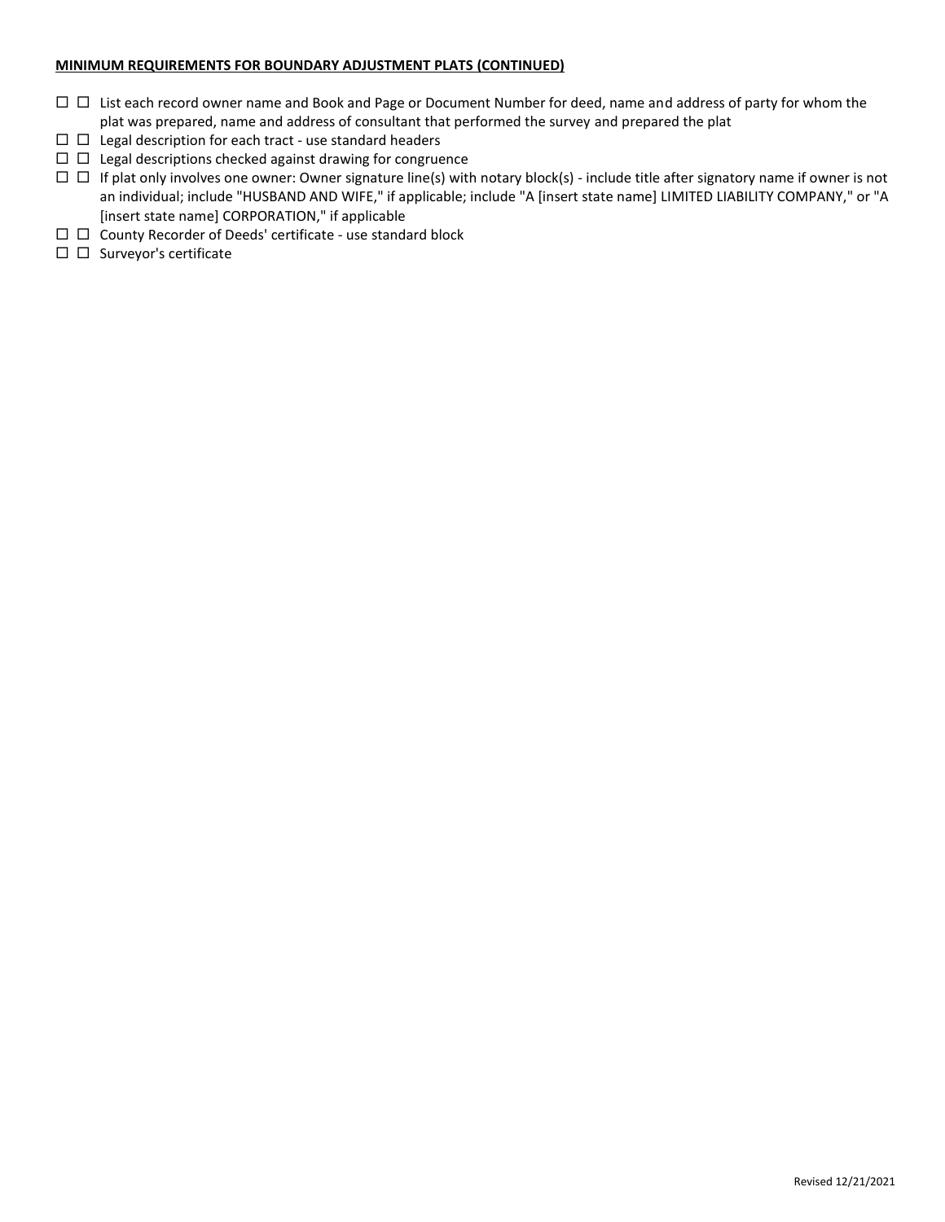**MINIMUM REQUIREMENTS FOR BOUNDARY ADJUSTMENT PLATS (CONTINUED)**

- ☐ ☐ List each record owner name and Book and Page or Document Number for deed, name and address of party for whom the plat was prepared, name and address of consultant that performed the survey and prepared the plat
- ☐ ☐ Legal description for each tract - use standard headers
- ☐ ☐ Legal descriptions checked against drawing for congruence
- ☐ ☐ If plat only involves one owner: Owner signature line(s) with notary block(s) - include title after signatory name if owner is not an individual; include "HUSBAND AND WIFE," if applicable; include "A [insert state name] LIMITED LIABILITY COMPANY," or "A [insert state name] CORPORATION," if applicable
- ☐ ☐ County Recorder of Deeds' certificate - use standard block
- ☐ ☐ Surveyor's certificate

Revised 12/21/2021